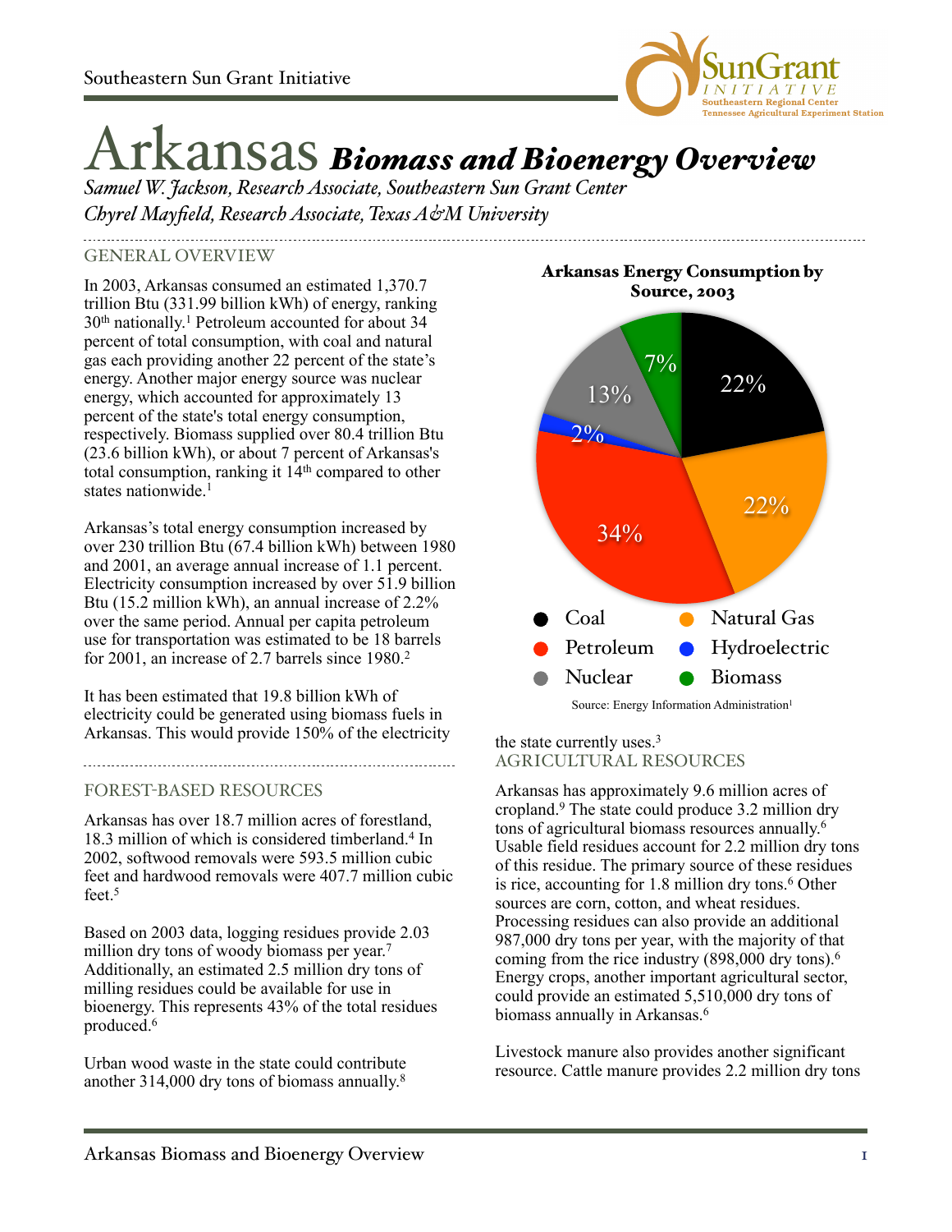# Arkansas *Biomass and Bioenergy Overview*

*Samuel W. Jackson, Research Associate, Southeastern Sun Grant Center*
*Chyrel Mayfield, Research Associate, Texas A&M University*

## GENERAL OVERVIEW

In 2003, Arkansas consumed an estimated 1,370.7 trillion Btu (331.99 billion kWh) of energy, ranking 30th nationally.[1] Petroleum accounted for about 34 percent of total consumption, with coal and natural gas each providing another 22 percent of the state's energy. Another major energy source was nuclear energy, which accounted for approximately 13 percent of the state's total energy consumption, respectively. Biomass supplied over 80.4 trillion Btu (23.6 billion kWh), or about 7 percent of Arkansas's total consumption, ranking it 14th compared to other states nationwide.[1]

Arkansas's total energy consumption increased by over 230 trillion Btu (67.4 billion kWh) between 1980 and 2001, an average annual increase of 1.1 percent. Electricity consumption increased by over 51.9 billion Btu (15.2 million kWh), an annual increase of 2.2% over the same period. Annual per capita petroleum use for transportation was estimated to be 18 barrels for 2001, an increase of 2.7 barrels since 1980.[2]

It has been estimated that 19.8 billion kWh of electricity could be generated using biomass fuels in Arkansas. This would provide 150% of the electricity the state currently uses.[3]

**Arkansas Energy Consumption by Source, 2003**

| Source | Percent |
|---|---|
| Coal | 22% |
| Natural Gas | 22% |
| Petroleum | 34% |
| Hydroelectric | 2% |
| Nuclear | 13% |
| Biomass | 7% |

Source: Energy Information Administration[1]

## FOREST-BASED RESOURCES

Arkansas has over 18.7 million acres of forestland, 18.3 million of which is considered timberland.[4] In 2002, softwood removals were 593.5 million cubic feet and hardwood removals were 407.7 million cubic feet.[5]

Based on 2003 data, logging residues provide 2.03 million dry tons of woody biomass per year.[7] Additionally, an estimated 2.5 million dry tons of milling residues could be available for use in bioenergy. This represents 43% of the total residues produced.[6]

Urban wood waste in the state could contribute another 314,000 dry tons of biomass annually.[8]

## AGRICULTURAL RESOURCES

Arkansas has approximately 9.6 million acres of cropland.[9] The state could produce 3.2 million dry tons of agricultural biomass resources annually.[6] Usable field residues account for 2.2 million dry tons of this residue. The primary source of these residues is rice, accounting for 1.8 million dry tons.[6] Other sources are corn, cotton, and wheat residues. Processing residues can also provide an additional 987,000 dry tons per year, with the majority of that coming from the rice industry (898,000 dry tons).[6] Energy crops, another important agricultural sector, could provide an estimated 5,510,000 dry tons of biomass annually in Arkansas.[6]

Livestock manure also provides another significant resource. Cattle manure provides 2.2 million dry tons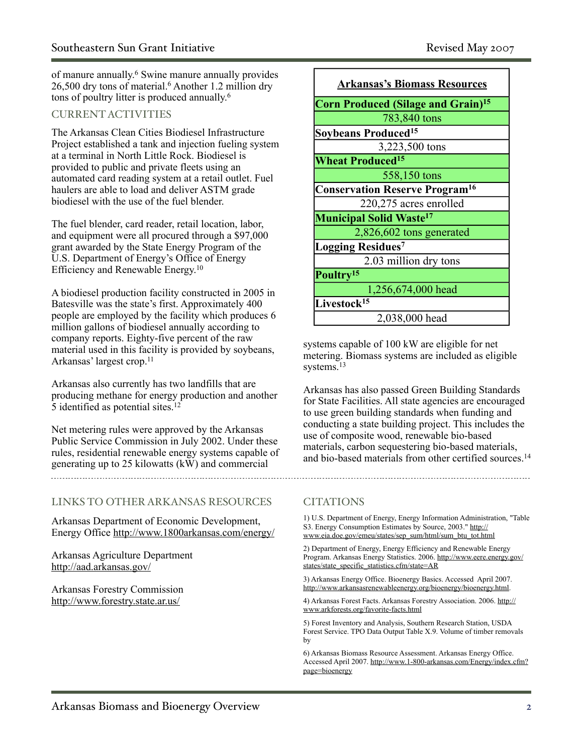of manure annually.[6] Swine manure annually provides 26,500 dry tons of material.[6] Another 1.2 million dry tons of poultry litter is produced annually.[6]

## CURRENT ACTIVITIES

The Arkansas Clean Cities Biodiesel Infrastructure Project established a tank and injection fueling system at a terminal in North Little Rock. Biodiesel is provided to public and private fleets using an automated card reading system at a retail outlet. Fuel haulers are able to load and deliver ASTM grade biodiesel with the use of the fuel blender.

The fuel blender, card reader, retail location, labor, and equipment were all procured through a $97,000 grant awarded by the State Energy Program of the U.S. Department of Energy's Office of Energy Efficiency and Renewable Energy.[10]

A biodiesel production facility constructed in 2005 in Batesville was the state's first. Approximately 400 people are employed by the facility which produces 6 million gallons of biodiesel annually according to company reports. Eighty-five percent of the raw material used in this facility is provided by soybeans, Arkansas' largest crop.[11]

Arkansas also currently has two landfills that are producing methane for energy production and another 5 identified as potential sites.[12]

Net metering rules were approved by the Arkansas Public Service Commission in July 2002. Under these rules, residential renewable energy systems capable of generating up to 25 kilowatts (kW) and commercial systems capable of 100 kW are eligible for net metering. Biomass systems are included as eligible systems.[13]

Arkansas has also passed Green Building Standards for State Facilities. All state agencies are encouraged to use green building standards when funding and conducting a state building project. This includes the use of composite wood, renewable bio-based materials, carbon sequestering bio-based materials, and bio-based materials from other certified sources.[14]

| **Arkansas's Biomass Resources** |
|---|
| **Corn Produced (Silage and Grain)[15]** |
| 783,840 tons |
| **Soybeans Produced[15]** |
| 3,223,500 tons |
| **Wheat Produced[15]** |
| 558,150 tons |
| **Conservation Reserve Program[16]** |
| 220,275 acres enrolled |
| **Municipal Solid Waste[17]** |
| 2,826,602 tons generated |
| **Logging Residues[7]** |
| 2.03 million dry tons |
| **Poultry[15]** |
| 1,256,674,000 head |
| **Livestock[15]** |
| 2,038,000 head |

## LINKS TO OTHER ARKANSAS RESOURCES

Arkansas Department of Economic Development, Energy Office http://www.1800arkansas.com/energy/

Arkansas Agriculture Department http://aad.arkansas.gov/

Arkansas Forestry Commission http://www.forestry.state.ar.us/

## CITATIONS

1) U.S. Department of Energy, Energy Information Administration, "Table S3. Energy Consumption Estimates by Source, 2003." http://www.eia.doe.gov/emeu/states/sep_sum/html/sum_btu_tot.html

2) Department of Energy, Energy Efficiency and Renewable Energy Program. Arkansas Energy Statistics. 2006. http://www.eere.energy.gov/states/state_specific_statistics.cfm/state=AR

3) Arkansas Energy Office. Bioenergy Basics. Accessed April 2007. http://www.arkansasrenewableenergy.org/bioenergy/bioenergy.html.

4) Arkansas Forest Facts. Arkansas Forestry Association. 2006. http://www.arkforests.org/favorite-facts.html

5) Forest Inventory and Analysis, Southern Research Station, USDA Forest Service. TPO Data Output Table X.9. Volume of timber removals by

6) Arkansas Biomass Resource Assessment. Arkansas Energy Office. Accessed April 2007. http://www.1-800-arkansas.com/Energy/index.cfm?page=bioenergy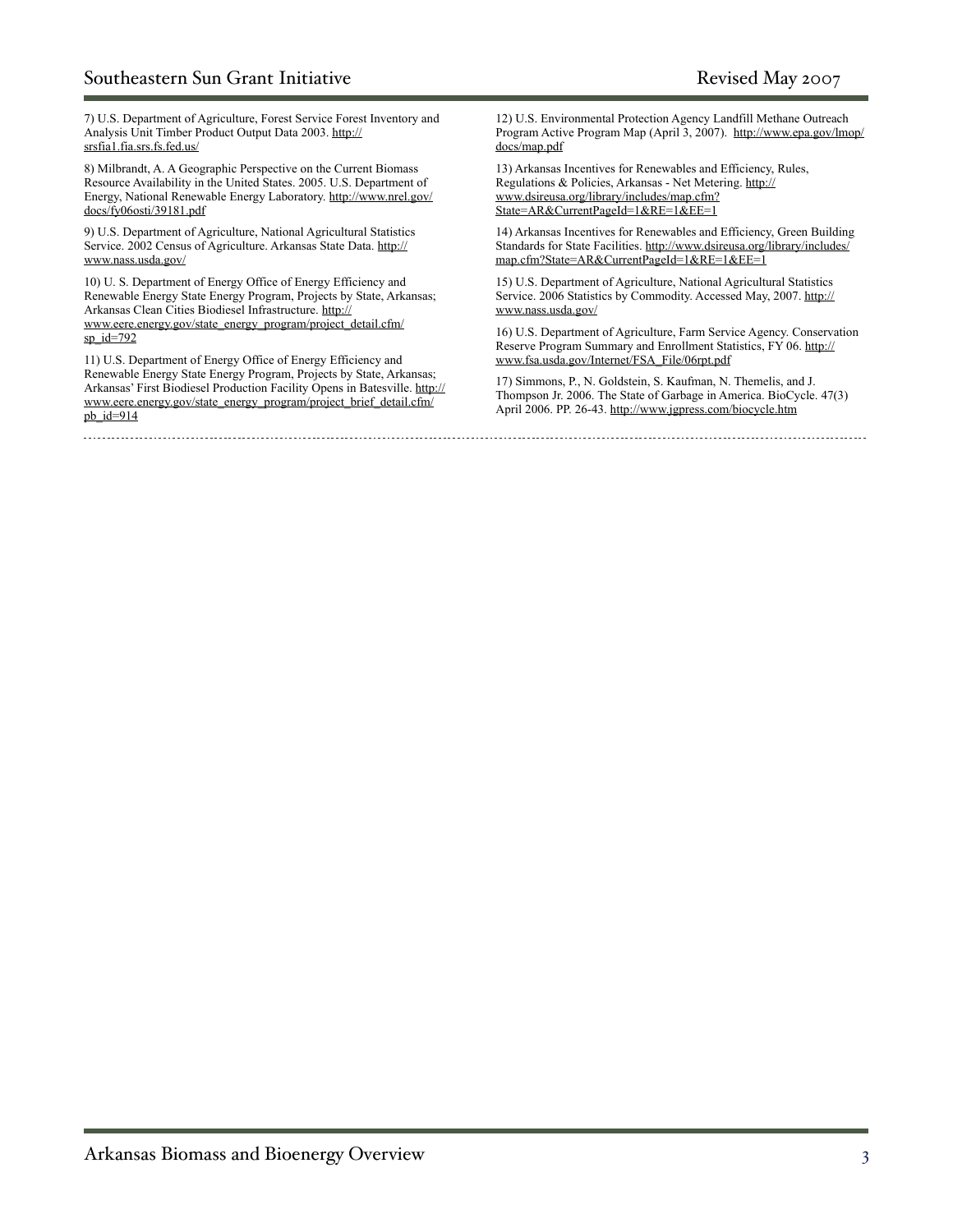7) U.S. Department of Agriculture, Forest Service Forest Inventory and Analysis Unit Timber Product Output Data 2003. http://srsfia1.fia.srs.fs.fed.us/

8) Milbrandt, A. A Geographic Perspective on the Current Biomass Resource Availability in the United States. 2005. U.S. Department of Energy, National Renewable Energy Laboratory. http://www.nrel.gov/docs/fy06osti/39181.pdf

9) U.S. Department of Agriculture, National Agricultural Statistics Service. 2002 Census of Agriculture. Arkansas State Data. http://www.nass.usda.gov/

10) U. S. Department of Energy Office of Energy Efficiency and Renewable Energy State Energy Program, Projects by State, Arkansas; Arkansas Clean Cities Biodiesel Infrastructure. http://www.eere.energy.gov/state_energy_program/project_detail.cfm/sp_id=792

11) U.S. Department of Energy Office of Energy Efficiency and Renewable Energy State Energy Program, Projects by State, Arkansas; Arkansas' First Biodiesel Production Facility Opens in Batesville. http://www.eere.energy.gov/state_energy_program/project_brief_detail.cfm/pb_id=914

12) U.S. Environmental Protection Agency Landfill Methane Outreach Program Active Program Map (April 3, 2007). http://www.epa.gov/lmop/docs/map.pdf

13) Arkansas Incentives for Renewables and Efficiency, Rules, Regulations & Policies, Arkansas - Net Metering. http://www.dsireusa.org/library/includes/map.cfm?State=AR&CurrentPageId=1&RE=1&EE=1

14) Arkansas Incentives for Renewables and Efficiency, Green Building Standards for State Facilities. http://www.dsireusa.org/library/includes/map.cfm?State=AR&CurrentPageId=1&RE=1&EE=1

15) U.S. Department of Agriculture, National Agricultural Statistics Service. 2006 Statistics by Commodity. Accessed May, 2007. http://www.nass.usda.gov/

16) U.S. Department of Agriculture, Farm Service Agency. Conservation Reserve Program Summary and Enrollment Statistics, FY 06. http://www.fsa.usda.gov/Internet/FSA_File/06rpt.pdf

17) Simmons, P., N. Goldstein, S. Kaufman, N. Themelis, and J. Thompson Jr. 2006. The State of Garbage in America. BioCycle. 47(3) April 2006. PP. 26-43. http://www.jgpress.com/biocycle.htm